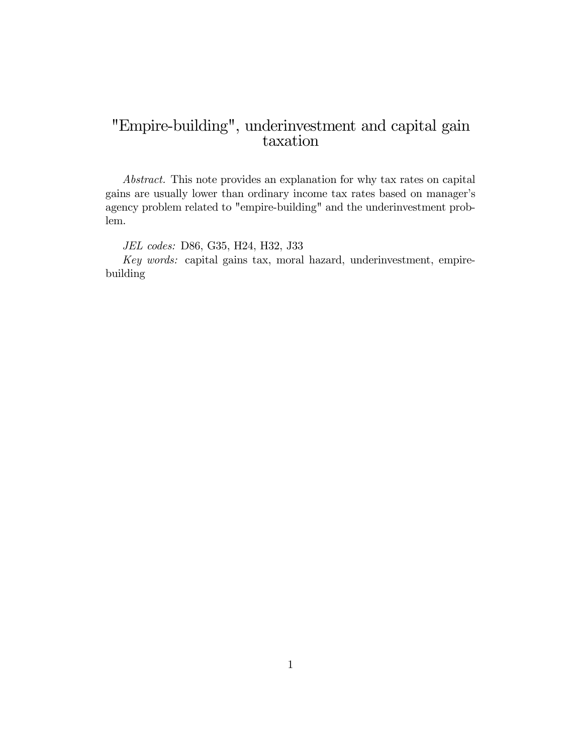# "Empire-building", underinvestment and capital gain taxation

*Abstract.* This note provides an explanation for why tax rates on capital gains are usually lower than ordinary income tax rates based on manager's agency problem related to "empire-building" and the underinvestment problem.

*JEL codes:* D86, G35, H24, H32, J33

*Key words:* capital gains tax, moral hazard, underinvestment, empire-building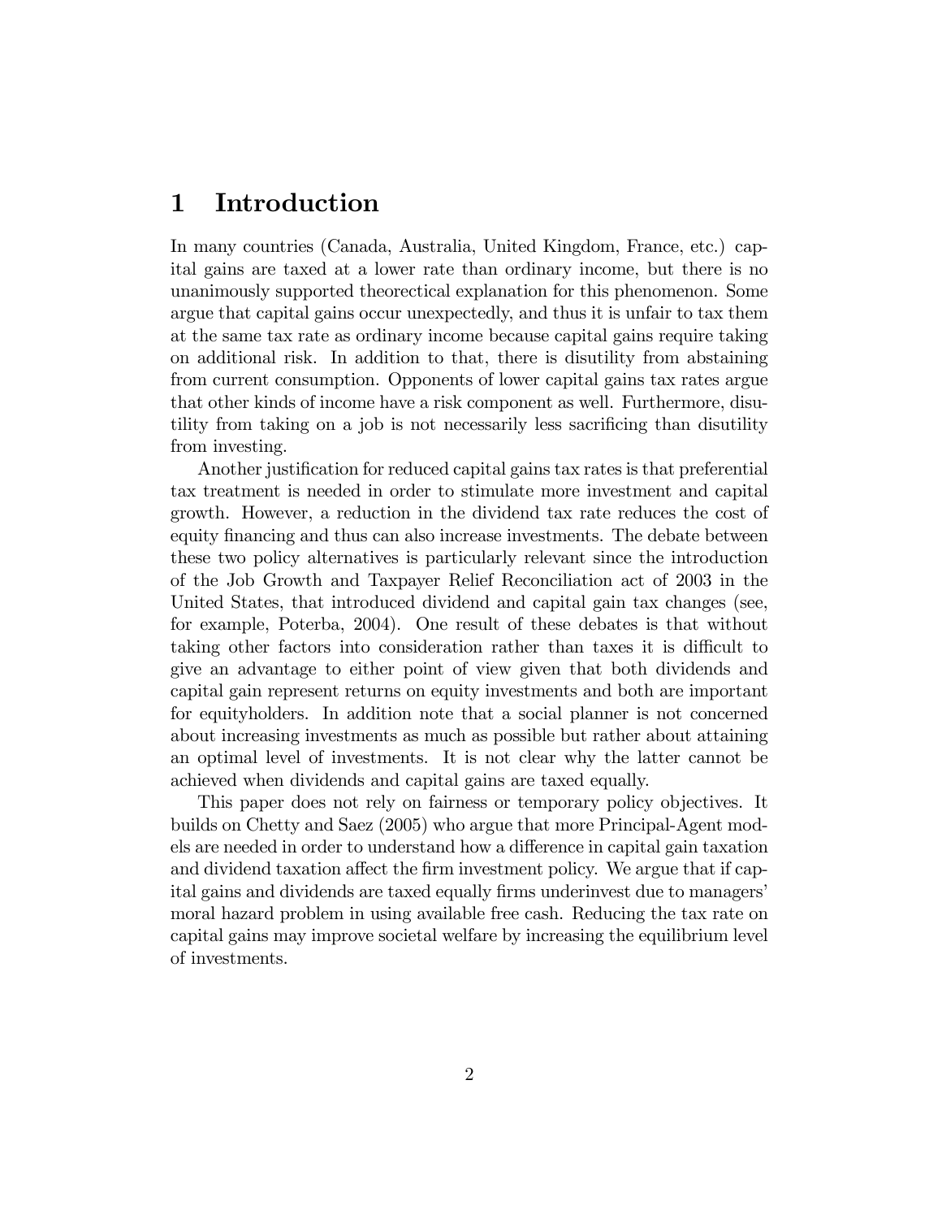# 1 Introduction

In many countries (Canada, Australia, United Kingdom, France, etc.) capital gains are taxed at a lower rate than ordinary income, but there is no unanimously supported theorectical explanation for this phenomenon. Some argue that capital gains occur unexpectedly, and thus it is unfair to tax them at the same tax rate as ordinary income because capital gains require taking on additional risk. In addition to that, there is disutility from abstaining from current consumption. Opponents of lower capital gains tax rates argue that other kinds of income have a risk component as well. Furthermore, disutility from taking on a job is not necessarily less sacrificing than disutility from investing.

Another justification for reduced capital gains tax rates is that preferential tax treatment is needed in order to stimulate more investment and capital growth. However, a reduction in the dividend tax rate reduces the cost of equity financing and thus can also increase investments. The debate between these two policy alternatives is particularly relevant since the introduction of the Job Growth and Taxpayer Relief Reconciliation act of 2003 in the United States, that introduced dividend and capital gain tax changes (see, for example, Poterba, 2004). One result of these debates is that without taking other factors into consideration rather than taxes it is difficult to give an advantage to either point of view given that both dividends and capital gain represent returns on equity investments and both are important for equityholders. In addition note that a social planner is not concerned about increasing investments as much as possible but rather about attaining an optimal level of investments. It is not clear why the latter cannot be achieved when dividends and capital gains are taxed equally.

This paper does not rely on fairness or temporary policy objectives. It builds on Chetty and Saez (2005) who argue that more Principal-Agent models are needed in order to understand how a difference in capital gain taxation and dividend taxation affect the firm investment policy. We argue that if capital gains and dividends are taxed equally firms underinvest due to managers' moral hazard problem in using available free cash. Reducing the tax rate on capital gains may improve societal welfare by increasing the equilibrium level of investments.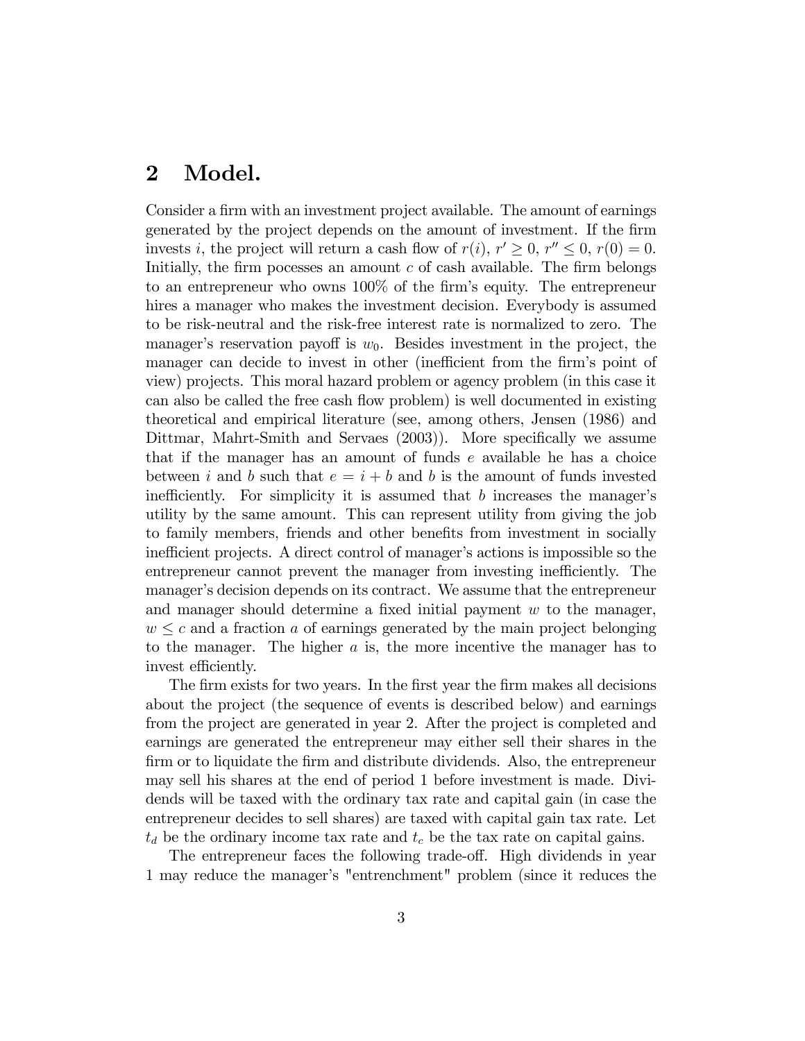## 2 Model.

Consider a firm with an investment project available. The amount of earnings generated by the project depends on the amount of investment. If the firm invests $i$, the project will return a cash flow of $r(i)$, $r' \geq 0$, $r'' \leq 0$, $r(0) = 0$. Initially, the firm pocesses an amount $c$ of cash available. The firm belongs to an entrepreneur who owns 100% of the firm's equity. The entrepreneur hires a manager who makes the investment decision. Everybody is assumed to be risk-neutral and the risk-free interest rate is normalized to zero. The manager's reservation payoff is $w_0$. Besides investment in the project, the manager can decide to invest in other (inefficient from the firm's point of view) projects. This moral hazard problem or agency problem (in this case it can also be called the free cash flow problem) is well documented in existing theoretical and empirical literature (see, among others, Jensen (1986) and Dittmar, Mahrt-Smith and Servaes (2003)). More specifically we assume that if the manager has an amount of funds $e$ available he has a choice between $i$ and $b$ such that $e = i + b$ and $b$ is the amount of funds invested inefficiently. For simplicity it is assumed that $b$ increases the manager's utility by the same amount. This can represent utility from giving the job to family members, friends and other benefits from investment in socially inefficient projects. A direct control of manager's actions is impossible so the entrepreneur cannot prevent the manager from investing inefficiently. The manager's decision depends on its contract. We assume that the entrepreneur and manager should determine a fixed initial payment $w$ to the manager, $w \leq c$ and a fraction $a$ of earnings generated by the main project belonging to the manager. The higher $a$ is, the more incentive the manager has to invest efficiently.

The firm exists for two years. In the first year the firm makes all decisions about the project (the sequence of events is described below) and earnings from the project are generated in year 2. After the project is completed and earnings are generated the entrepreneur may either sell their shares in the firm or to liquidate the firm and distribute dividends. Also, the entrepreneur may sell his shares at the end of period 1 before investment is made. Dividends will be taxed with the ordinary tax rate and capital gain (in case the entrepreneur decides to sell shares) are taxed with capital gain tax rate. Let $t_d$ be the ordinary income tax rate and $t_c$ be the tax rate on capital gains.

The entrepreneur faces the following trade-off. High dividends in year 1 may reduce the manager's "entrenchment" problem (since it reduces the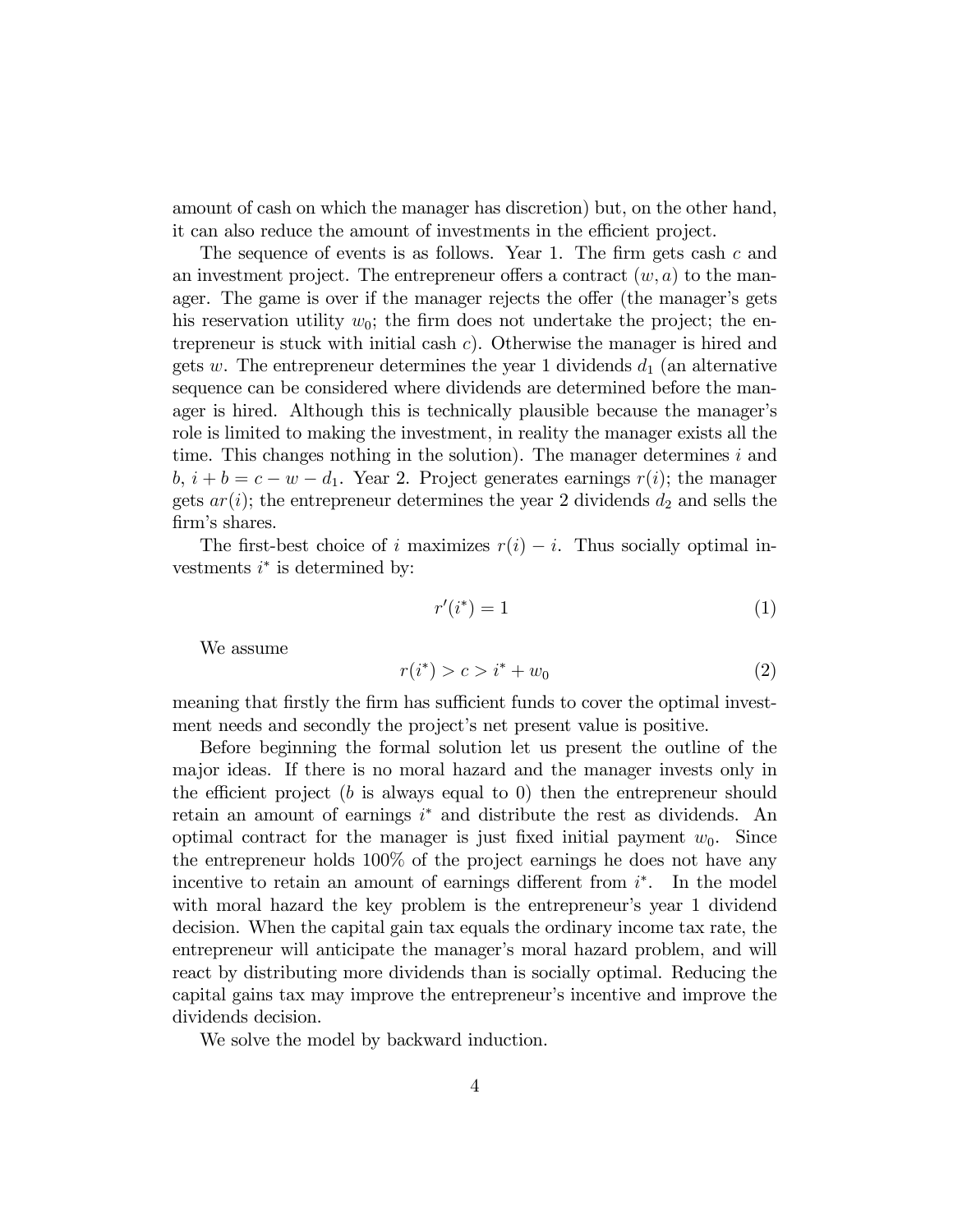amount of cash on which the manager has discretion) but, on the other hand, it can also reduce the amount of investments in the efficient project.

The sequence of events is as follows. Year 1. The firm gets cash $c$ and an investment project. The entrepreneur offers a contract $(w, a)$ to the manager. The game is over if the manager rejects the offer (the manager's gets his reservation utility $w_0$; the firm does not undertake the project; the entrepreneur is stuck with initial cash $c$). Otherwise the manager is hired and gets $w$. The entrepreneur determines the year 1 dividends $d_1$ (an alternative sequence can be considered where dividends are determined before the manager is hired. Although this is technically plausible because the manager's role is limited to making the investment, in reality the manager exists all the time. This changes nothing in the solution). The manager determines $i$ and $b$, $i + b = c - w - d_1$. Year 2. Project generates earnings $r(i)$; the manager gets $ar(i)$; the entrepreneur determines the year 2 dividends $d_2$ and sells the firm's shares.

The first-best choice of $i$ maximizes $r(i) - i$. Thus socially optimal investments $i^*$ is determined by:

$$r'(i^*) = 1 \tag{1}$$

We assume

$$r(i^*) > c > i^* + w_0 \tag{2}$$

meaning that firstly the firm has sufficient funds to cover the optimal investment needs and secondly the project's net present value is positive.

Before beginning the formal solution let us present the outline of the major ideas. If there is no moral hazard and the manager invests only in the efficient project ($b$ is always equal to 0) then the entrepreneur should retain an amount of earnings $i^*$ and distribute the rest as dividends. An optimal contract for the manager is just fixed initial payment $w_0$. Since the entrepreneur holds 100% of the project earnings he does not have any incentive to retain an amount of earnings different from $i^*$. In the model with moral hazard the key problem is the entrepreneur's year 1 dividend decision. When the capital gain tax equals the ordinary income tax rate, the entrepreneur will anticipate the manager's moral hazard problem, and will react by distributing more dividends than is socially optimal. Reducing the capital gains tax may improve the entrepreneur's incentive and improve the dividends decision.

We solve the model by backward induction.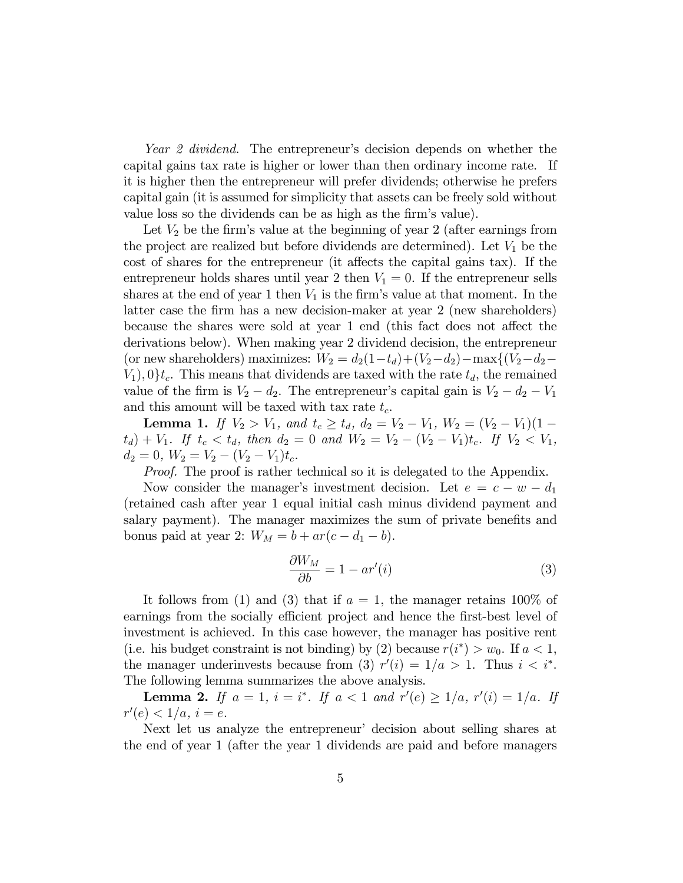*Year 2 dividend.* The entrepreneur's decision depends on whether the capital gains tax rate is higher or lower than then ordinary income rate. If it is higher then the entrepreneur will prefer dividends; otherwise he prefers capital gain (it is assumed for simplicity that assets can be freely sold without value loss so the dividends can be as high as the firm's value).

Let $V_2$ be the firm's value at the beginning of year 2 (after earnings from the project are realized but before dividends are determined). Let $V_1$ be the cost of shares for the entrepreneur (it affects the capital gains tax). If the entrepreneur holds shares until year 2 then $V_1 = 0$. If the entrepreneur sells shares at the end of year 1 then $V_1$ is the firm's value at that moment. In the latter case the firm has a new decision-maker at year 2 (new shareholders) because the shares were sold at year 1 end (this fact does not affect the derivations below). When making year 2 dividend decision, the entrepreneur (or new shareholders) maximizes: $W_2 = d_2(1-t_d)+(V_2-d_2)-\max\{(V_2-d_2-V_1),0\}t_c$. This means that dividends are taxed with the rate $t_d$, the remained value of the firm is $V_2 - d_2$. The entrepreneur's capital gain is $V_2 - d_2 - V_1$ and this amount will be taxed with tax rate $t_c$.

**Lemma 1.** *If $V_2 > V_1$, and $t_c \geq t_d$, $d_2 = V_2 - V_1$, $W_2 = (V_2 - V_1)(1 - t_d) + V_1$. If $t_c < t_d$, then $d_2 = 0$ and $W_2 = V_2 - (V_2 - V_1)t_c$. If $V_2 < V_1$, $d_2 = 0$, $W_2 = V_2 - (V_2 - V_1)t_c$.*

*Proof.* The proof is rather technical so it is delegated to the Appendix.

Now consider the manager's investment decision. Let $e = c - w - d_1$ (retained cash after year 1 equal initial cash minus dividend payment and salary payment). The manager maximizes the sum of private benefits and bonus paid at year 2: $W_M = b + ar(c - d_1 - b)$.

$$\frac{\partial W_M}{\partial b} = 1 - ar'(i) \tag{3}$$

It follows from (1) and (3) that if $a = 1$, the manager retains 100% of earnings from the socially efficient project and hence the first-best level of investment is achieved. In this case however, the manager has positive rent (i.e. his budget constraint is not binding) by (2) because $r(i^*) > w_0$. If $a < 1$, the manager underinvests because from (3) $r'(i) = 1/a > 1$. Thus $i < i^*$. The following lemma summarizes the above analysis.

**Lemma 2.** *If $a = 1$, $i = i^*$. If $a < 1$ and $r'(e) \geq 1/a$, $r'(i) = 1/a$. If $r'(e) < 1/a$, $i = e$.*

Next let us analyze the entrepreneur' decision about selling shares at the end of year 1 (after the year 1 dividends are paid and before managers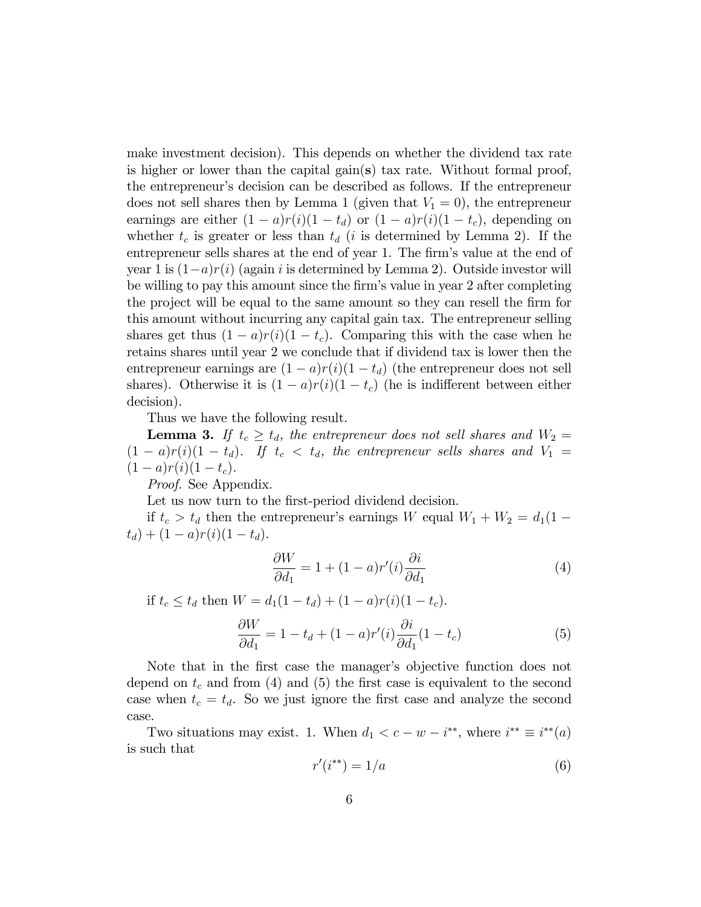make investment decision). This depends on whether the dividend tax rate is higher or lower than the capital gain(**s**) tax rate. Without formal proof, the entrepreneur's decision can be described as follows. If the entrepreneur does not sell shares then by Lemma 1 (given that $V_1 = 0$), the entrepreneur earnings are either $(1-a)r(i)(1-t_d)$ or $(1-a)r(i)(1-t_c)$, depending on whether $t_c$ is greater or less than $t_d$ ($i$ is determined by Lemma 2). If the entrepreneur sells shares at the end of year 1. The firm's value at the end of year 1 is $(1-a)r(i)$ (again $i$ is determined by Lemma 2). Outside investor will be willing to pay this amount since the firm's value in year 2 after completing the project will be equal to the same amount so they can resell the firm for this amount without incurring any capital gain tax. The entrepreneur selling shares get thus $(1-a)r(i)(1-t_c)$. Comparing this with the case when he retains shares until year 2 we conclude that if dividend tax is lower then the entrepreneur earnings are $(1-a)r(i)(1-t_d)$ (the entrepreneur does not sell shares). Otherwise it is $(1-a)r(i)(1-t_c)$ (he is indifferent between either decision).

Thus we have the following result.

**Lemma 3.** *If $t_c \geq t_d$, the entrepreneur does not sell shares and $W_2 = (1-a)r(i)(1-t_d)$. If $t_c < t_d$, the entrepreneur sells shares and $V_1 = (1-a)r(i)(1-t_c)$.*

*Proof.* See Appendix.

Let us now turn to the first-period dividend decision.

if $t_c > t_d$ then the entrepreneur's earnings $W$ equal $W_1 + W_2 = d_1(1-t_d) + (1-a)r(i)(1-t_d)$.

$$\frac{\partial W}{\partial d_1} = 1 + (1-a)r'(i)\frac{\partial i}{\partial d_1} \tag{4}$$

if $t_c \leq t_d$ then $W = d_1(1-t_d) + (1-a)r(i)(1-t_c)$.

$$\frac{\partial W}{\partial d_1} = 1 - t_d + (1-a)r'(i)\frac{\partial i}{\partial d_1}(1-t_c) \tag{5}$$

Note that in the first case the manager's objective function does not depend on $t_c$ and from (4) and (5) the first case is equivalent to the second case when $t_c = t_d$. So we just ignore the first case and analyze the second case.

Two situations may exist. 1. When $d_1 < c - w - i^{**}$, where $i^{**} \equiv i^{**}(a)$ is such that

$$r'(i^{**}) = 1/a \tag{6}$$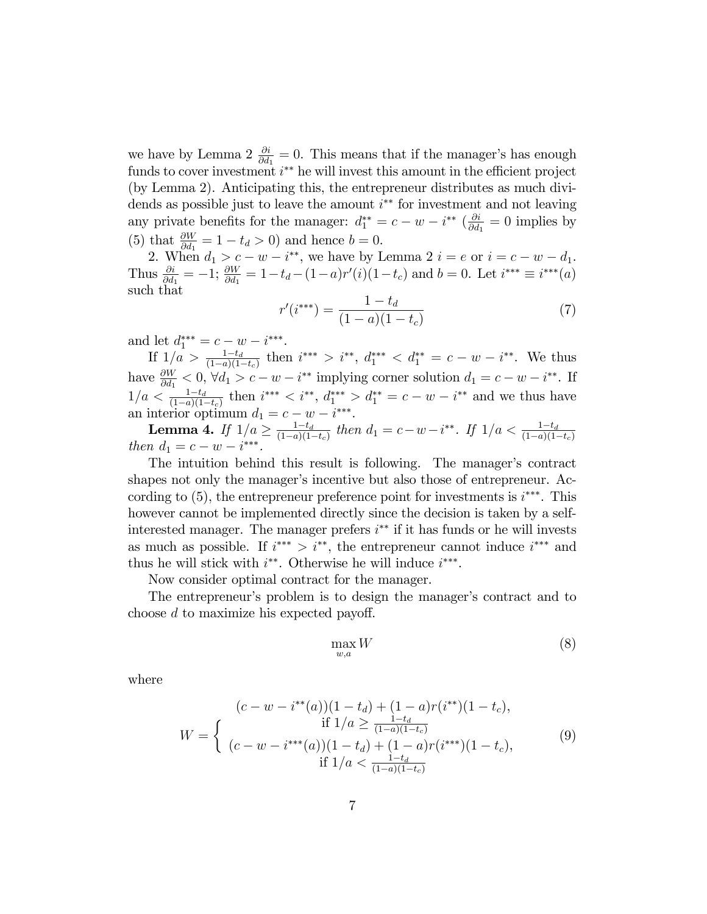we have by Lemma 2 $\frac{\partial i}{\partial d_1} = 0$. This means that if the manager's has enough funds to cover investment $i^{**}$ he will invest this amount in the efficient project (by Lemma 2). Anticipating this, the entrepreneur distributes as much dividends as possible just to leave the amount $i^{**}$ for investment and not leaving any private benefits for the manager: $d_1^{**} = c - w - i^{**}$ ($\frac{\partial i}{\partial d_1} = 0$ implies by (5) that $\frac{\partial W}{\partial d_1} = 1 - t_d > 0$) and hence $b = 0$.

2. When $d_1 > c - w - i^{**}$, we have by Lemma 2 $i = e$ or $i = c - w - d_1$. Thus $\frac{\partial i}{\partial d_1} = -1$; $\frac{\partial W}{\partial d_1} = 1 - t_d - (1-a)r'(i)(1-t_c)$ and $b = 0$. Let $i^{***} \equiv i^{***}(a)$ such that

$$r'(i^{***}) = \frac{1 - t_d}{(1-a)(1-t_c)} \tag{7}$$

and let $d_1^{***} = c - w - i^{***}$.

If $1/a > \frac{1-t_d}{(1-a)(1-t_c)}$ then $i^{***} > i^{**}$, $d_1^{***} < d_1^{**} = c - w - i^{**}$. We thus have $\frac{\partial W}{\partial d_1} < 0$, $\forall d_1 > c - w - i^{**}$ implying corner solution $d_1 = c - w - i^{**}$. If $1/a < \frac{1-t_d}{(1-a)(1-t_c)}$ then $i^{***} < i^{**}$, $d_1^{***} > d_1^{**} = c - w - i^{**}$ and we thus have an interior optimum $d_1 = c - w - i^{***}$.

**Lemma 4.** *If $1/a \geq \frac{1-t_d}{(1-a)(1-t_c)}$ then $d_1 = c - w - i^{**}$. If $1/a < \frac{1-t_d}{(1-a)(1-t_c)}$ then $d_1 = c - w - i^{***}$.*

The intuition behind this result is following. The manager's contract shapes not only the manager's incentive but also those of entrepreneur. According to (5), the entrepreneur preference point for investments is $i^{***}$. This however cannot be implemented directly since the decision is taken by a self-interested manager. The manager prefers $i^{**}$ if it has funds or he will invests as much as possible. If $i^{***} > i^{**}$, the entrepreneur cannot induce $i^{***}$ and thus he will stick with $i^{**}$. Otherwise he will induce $i^{***}$.

Now consider optimal contract for the manager.

The entrepreneur's problem is to design the manager's contract and to choose $d$ to maximize his expected payoff.

$$\max_{w,a} W \tag{8}$$

where

$$W = \begin{cases} (c - w - i^{**}(a))(1-t_d) + (1-a)r(i^{**})(1-t_c), \\ \quad \text{if } 1/a \geq \frac{1-t_d}{(1-a)(1-t_c)} \\ (c - w - i^{***}(a))(1-t_d) + (1-a)r(i^{***})(1-t_c), \\ \quad \text{if } 1/a < \frac{1-t_d}{(1-a)(1-t_c)} \end{cases} \tag{9}$$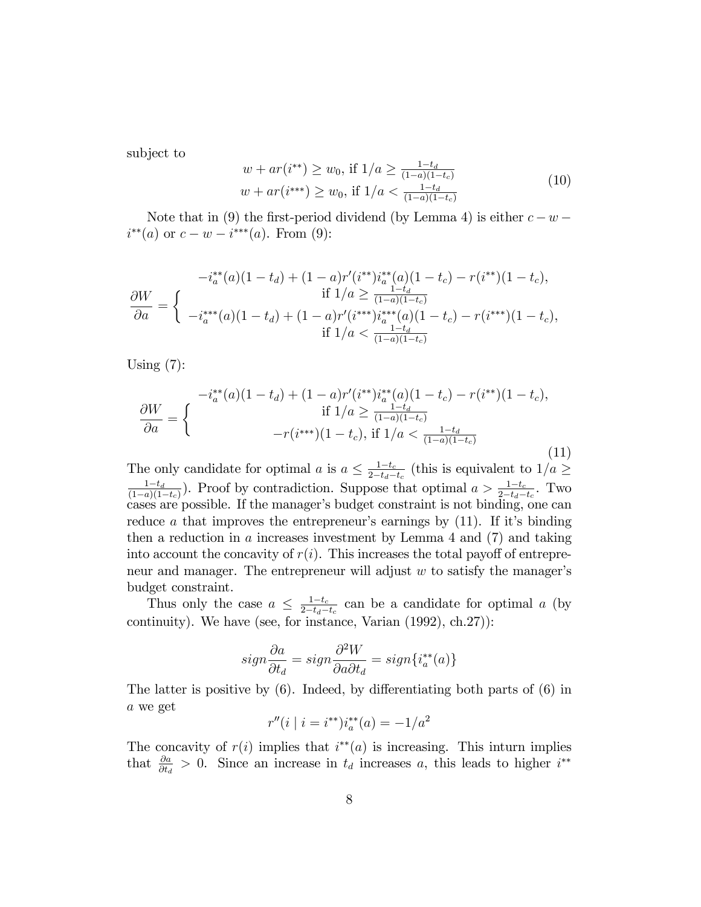subject to

$$
\begin{array}{c}
w + ar(i^{**}) \geq w_0, \text{ if } 1/a \geq \frac{1-t_d}{(1-a)(1-t_c)} \\
w + ar(i^{***}) \geq w_0, \text{ if } 1/a < \frac{1-t_d}{(1-a)(1-t_c)}
\end{array}
\tag{10}
$$

Note that in (9) the first-period dividend (by Lemma 4) is either $c - w - i^{**}(a)$ or $c - w - i^{***}(a)$. From (9):

$$
\frac{\partial W}{\partial a} = \left\{ \begin{array}{c}
-i_a^{**}(a)(1-t_d) + (1-a)r'(i^{**})i_a^{**}(a)(1-t_c) - r(i^{**})(1-t_c), \\
\text{if } 1/a \geq \frac{1-t_d}{(1-a)(1-t_c)} \\
-i_a^{***}(a)(1-t_d) + (1-a)r'(i^{***})i_a^{***}(a)(1-t_c) - r(i^{***})(1-t_c), \\
\text{if } 1/a < \frac{1-t_d}{(1-a)(1-t_c)}
\end{array} \right.
$$

Using (7):

$$
\frac{\partial W}{\partial a} = \left\{ \begin{array}{c}
-i_a^{**}(a)(1-t_d) + (1-a)r'(i^{**})i_a^{**}(a)(1-t_c) - r(i^{**})(1-t_c), \\
\text{if } 1/a \geq \frac{1-t_d}{(1-a)(1-t_c)} \\
-r(i^{***})(1-t_c), \text{ if } 1/a < \frac{1-t_d}{(1-a)(1-t_c)}
\end{array} \right.
\tag{11}
$$

The only candidate for optimal $a$ is $a \leq \frac{1-t_c}{2-t_d-t_c}$ (this is equivalent to $1/a \geq \frac{1-t_d}{(1-a)(1-t_c)}$). Proof by contradiction. Suppose that optimal $a > \frac{1-t_c}{2-t_d-t_c}$. Two cases are possible. If the manager's budget constraint is not binding, one can reduce $a$ that improves the entrepreneur's earnings by (11). If it's binding then a reduction in $a$ increases investment by Lemma 4 and (7) and taking into account the concavity of $r(i)$. This increases the total payoff of entrepreneur and manager. The entrepreneur will adjust $w$ to satisfy the manager's budget constraint.

Thus only the case $a \leq \frac{1-t_c}{2-t_d-t_c}$ can be a candidate for optimal $a$ (by continuity). We have (see, for instance, Varian (1992), ch.27)):

$$
sign \frac{\partial a}{\partial t_d} = sign \frac{\partial^2 W}{\partial a \partial t_d} = sign\{i_a^{**}(a)\}
$$

The latter is positive by (6). Indeed, by differentiating both parts of (6) in $a$ we get

$$
r''(i \mid i = i^{**})i_a^{**}(a) = -1/a^2
$$

The concavity of $r(i)$ implies that $i^{**}(a)$ is increasing. This inturn implies that $\frac{\partial a}{\partial t_d} > 0$. Since an increase in $t_d$ increases $a$, this leads to higher $i^{**}$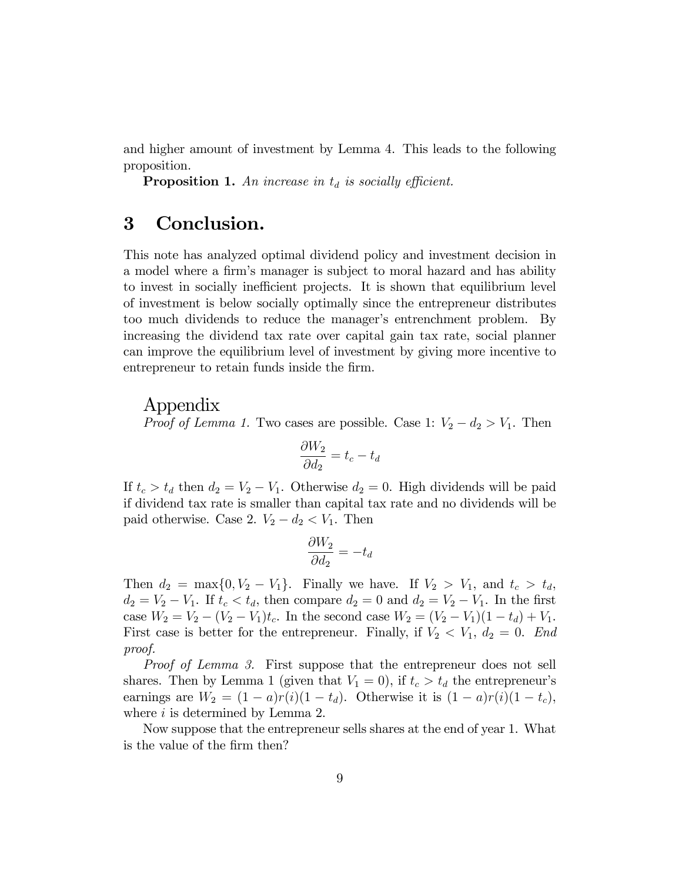and higher amount of investment by Lemma 4. This leads to the following proposition.

**Proposition 1.** *An increase in $t_d$ is socially efficient.*

## 3 Conclusion.

This note has analyzed optimal dividend policy and investment decision in a model where a firm's manager is subject to moral hazard and has ability to invest in socially inefficient projects. It is shown that equilibrium level of investment is below socially optimally since the entrepreneur distributes too much dividends to reduce the manager's entrenchment problem. By increasing the dividend tax rate over capital gain tax rate, social planner can improve the equilibrium level of investment by giving more incentive to entrepreneur to retain funds inside the firm.

## Appendix

*Proof of Lemma 1.* Two cases are possible. Case 1: $V_2 - d_2 > V_1$. Then

$$\frac{\partial W_2}{\partial d_2} = t_c - t_d$$

If $t_c > t_d$ then $d_2 = V_2 - V_1$. Otherwise $d_2 = 0$. High dividends will be paid if dividend tax rate is smaller than capital tax rate and no dividends will be paid otherwise. Case 2. $V_2 - d_2 < V_1$. Then

$$\frac{\partial W_2}{\partial d_2} = -t_d$$

Then $d_2 = \max\{0, V_2 - V_1\}$. Finally we have. If $V_2 > V_1$, and $t_c > t_d$, $d_2 = V_2 - V_1$. If $t_c < t_d$, then compare $d_2 = 0$ and $d_2 = V_2 - V_1$. In the first case $W_2 = V_2 - (V_2 - V_1)t_c$. In the second case $W_2 = (V_2 - V_1)(1 - t_d) + V_1$. First case is better for the entrepreneur. Finally, if $V_2 < V_1$, $d_2 = 0$. *End proof.*

*Proof of Lemma 3.* First suppose that the entrepreneur does not sell shares. Then by Lemma 1 (given that $V_1 = 0$), if $t_c > t_d$ the entrepreneur's earnings are $W_2 = (1 - a)r(i)(1 - t_d)$. Otherwise it is $(1 - a)r(i)(1 - t_c)$, where $i$ is determined by Lemma 2.

Now suppose that the entrepreneur sells shares at the end of year 1. What is the value of the firm then?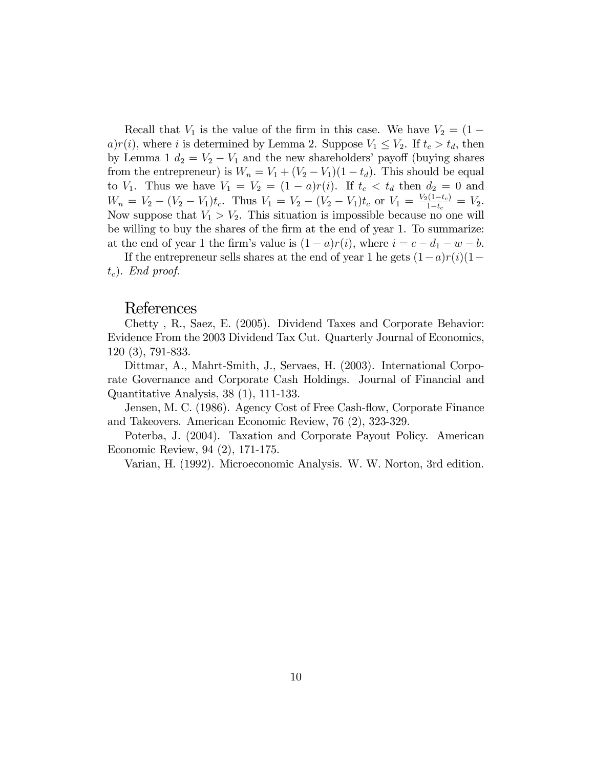Recall that $V_1$ is the value of the firm in this case. We have $V_2 = (1 - a)r(i)$, where $i$ is determined by Lemma 2. Suppose $V_1 \leq V_2$. If $t_c > t_d$, then by Lemma 1 $d_2 = V_2 - V_1$ and the new shareholders' payoff (buying shares from the entrepreneur) is $W_n = V_1 + (V_2 - V_1)(1 - t_d)$. This should be equal to $V_1$. Thus we have $V_1 = V_2 = (1 - a)r(i)$. If $t_c < t_d$ then $d_2 = 0$ and $W_n = V_2 - (V_2 - V_1)t_c$. Thus $V_1 = V_2 - (V_2 - V_1)t_c$ or $V_1 = \frac{V_2(1-t_c)}{1-t_c} = V_2$. Now suppose that $V_1 > V_2$. This situation is impossible because no one will be willing to buy the shares of the firm at the end of year 1. To summarize: at the end of year 1 the firm's value is $(1 - a)r(i)$, where $i = c - d_1 - w - b$.

If the entrepreneur sells shares at the end of year 1 he gets $(1 - a)r(i)(1 - t_c)$. *End proof.*

# References

Chetty , R., Saez, E. (2005). Dividend Taxes and Corporate Behavior: Evidence From the 2003 Dividend Tax Cut. Quarterly Journal of Economics, 120 (3), 791-833.

Dittmar, A., Mahrt-Smith, J., Servaes, H. (2003). International Corporate Governance and Corporate Cash Holdings. Journal of Financial and Quantitative Analysis, 38 (1), 111-133.

Jensen, M. C. (1986). Agency Cost of Free Cash-flow, Corporate Finance and Takeovers. American Economic Review, 76 (2), 323-329.

Poterba, J. (2004). Taxation and Corporate Payout Policy. American Economic Review, 94 (2), 171-175.

Varian, H. (1992). Microeconomic Analysis. W. W. Norton, 3rd edition.